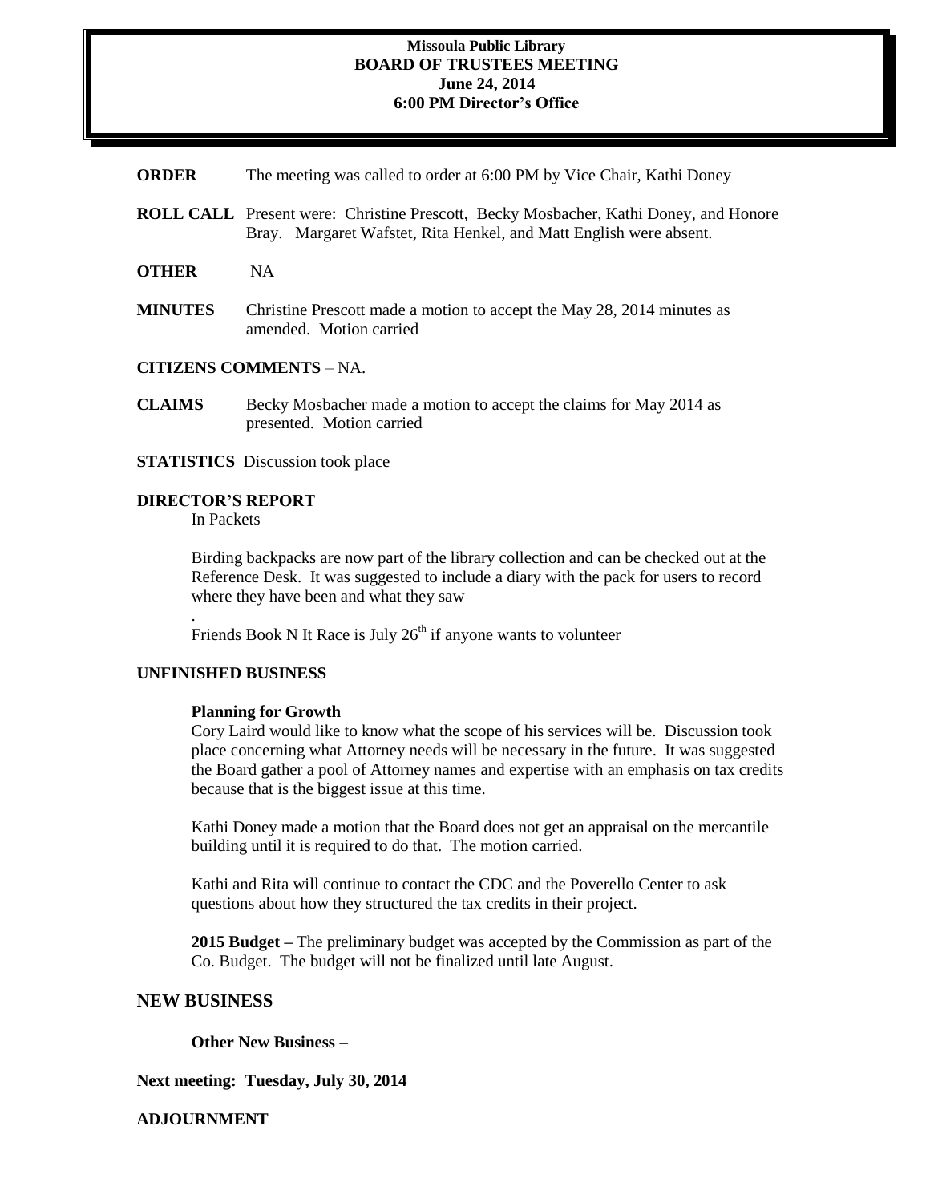**Missoula Public Library**
**BOARD OF TRUSTEES MEETING**
**June 24, 2014**
**6:00 PM Director's Office**

**ORDER** The meeting was called to order at 6:00 PM by Vice Chair, Kathi Doney

**ROLL CALL** Present were: Christine Prescott, Becky Mosbacher, Kathi Doney, and Honore Bray. Margaret Wafstet, Rita Henkel, and Matt English were absent.

**OTHER** NA

**MINUTES** Christine Prescott made a motion to accept the May 28, 2014 minutes as amended. Motion carried

**CITIZENS COMMENTS** – NA.

**CLAIMS** Becky Mosbacher made a motion to accept the claims for May 2014 as presented. Motion carried

**STATISTICS** Discussion took place

**DIRECTOR'S REPORT**

In Packets

Birding backpacks are now part of the library collection and can be checked out at the Reference Desk. It was suggested to include a diary with the pack for users to record where they have been and what they saw

.

Friends Book N It Race is July 26th if anyone wants to volunteer

**UNFINISHED BUSINESS**

**Planning for Growth**

Cory Laird would like to know what the scope of his services will be. Discussion took place concerning what Attorney needs will be necessary in the future. It was suggested the Board gather a pool of Attorney names and expertise with an emphasis on tax credits because that is the biggest issue at this time.

Kathi Doney made a motion that the Board does not get an appraisal on the mercantile building until it is required to do that. The motion carried.

Kathi and Rita will continue to contact the CDC and the Poverello Center to ask questions about how they structured the tax credits in their project.

**2015 Budget –** The preliminary budget was accepted by the Commission as part of the Co. Budget. The budget will not be finalized until late August.

**NEW BUSINESS**

**Other New Business –**

**Next meeting: Tuesday, July 30, 2014**

**ADJOURNMENT**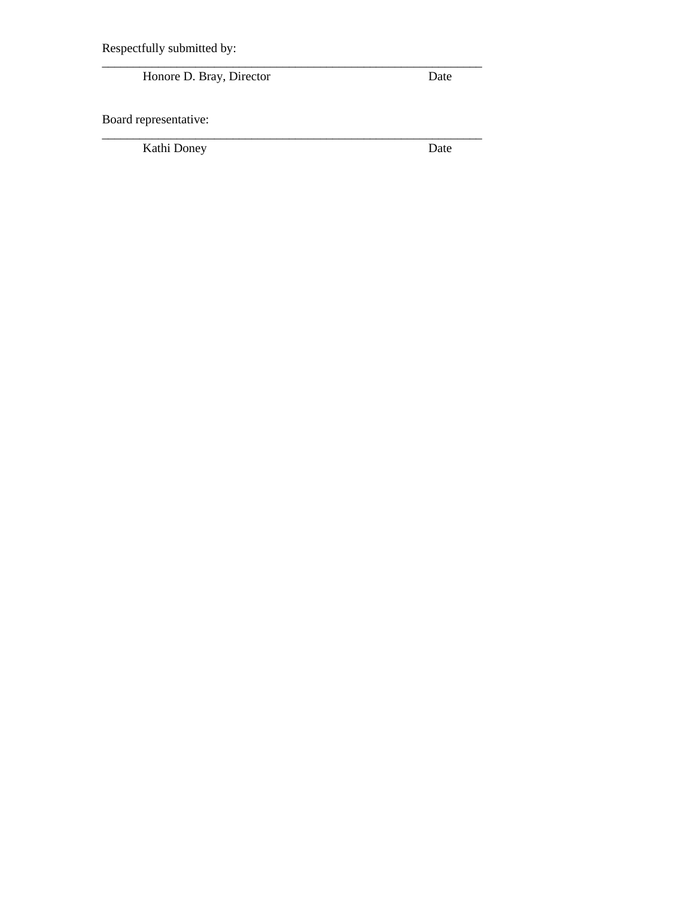Respectfully submitted by:

_______________________________________________________________

Honore D. Bray, Director                                                    Date

Board representative:

_______________________________________________________________

Kathi Doney                                                                         Date